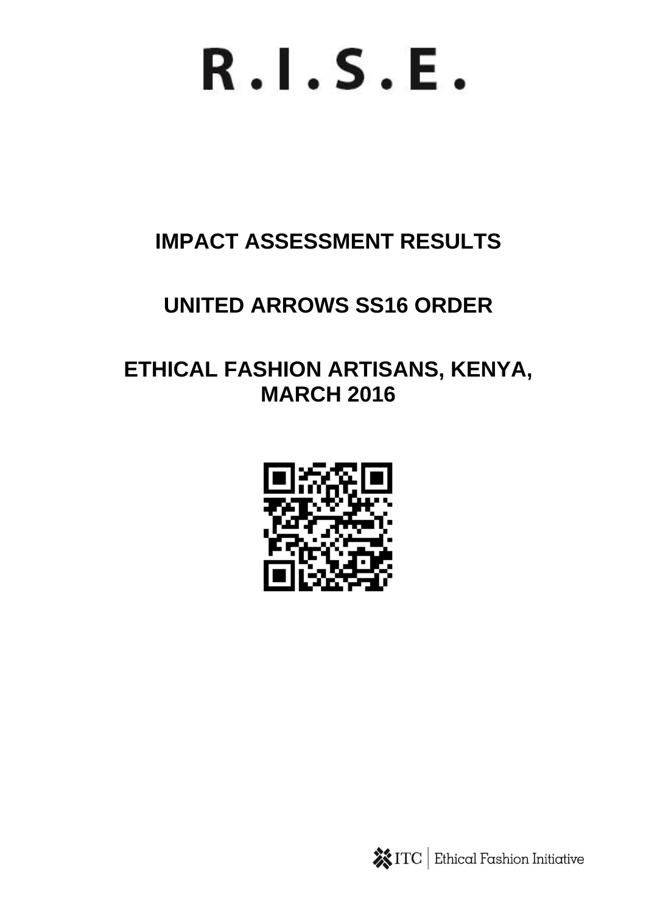# R.I.S.E.

## IMPACT ASSESSMENT RESULTS

## UNITED ARROWS SS16 ORDER

## ETHICAL FASHION ARTISANS, KENYA, MARCH 2016

ITC | Ethical Fashion Initiative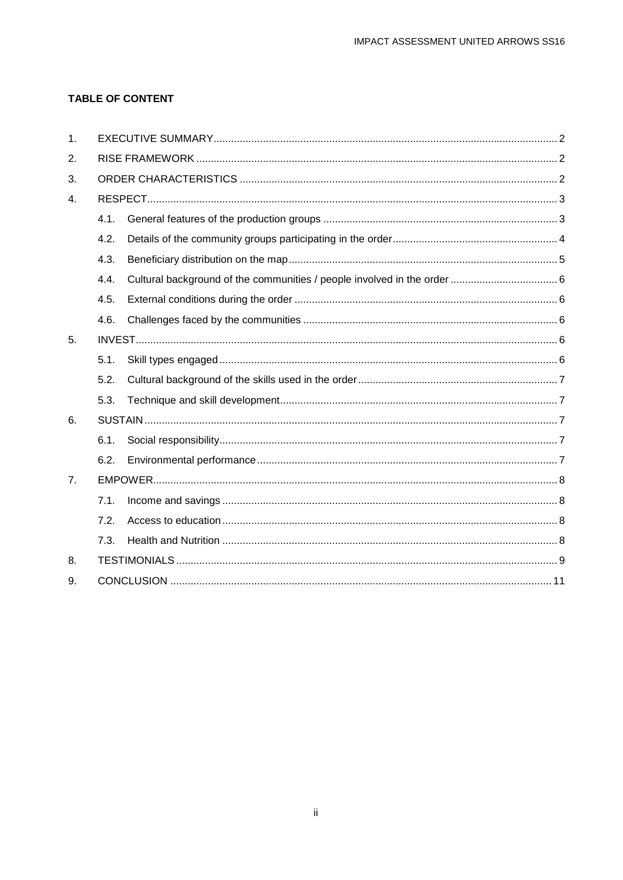**TABLE OF CONTENT**

1. EXECUTIVE SUMMARY ..... 2
2. RISE FRAMEWORK ..... 2
3. ORDER CHARACTERISTICS ..... 2
4. RESPECT ..... 3
   - 4.1. General features of the production groups ..... 3
   - 4.2. Details of the community groups participating in the order ..... 4
   - 4.3. Beneficiary distribution on the map ..... 5
   - 4.4. Cultural background of the communities / people involved in the order ..... 6
   - 4.5. External conditions during the order ..... 6
   - 4.6. Challenges faced by the communities ..... 6
5. INVEST ..... 6
   - 5.1. Skill types engaged ..... 6
   - 5.2. Cultural background of the skills used in the order ..... 7
   - 5.3. Technique and skill development ..... 7
6. SUSTAIN ..... 7
   - 6.1. Social responsibility ..... 7
   - 6.2. Environmental performance ..... 7
7. EMPOWER ..... 8
   - 7.1. Income and savings ..... 8
   - 7.2. Access to education ..... 8
   - 7.3. Health and Nutrition ..... 8
8. TESTIMONIALS ..... 9
9. CONCLUSION ..... 11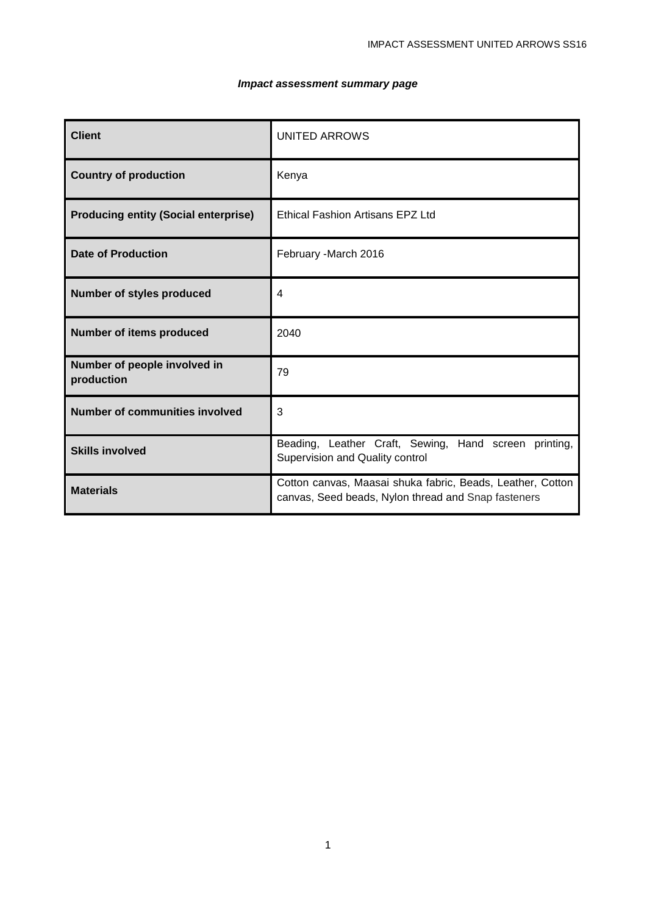***Impact assessment summary page***

| Client | UNITED ARROWS |
|---|---|
| Country of production | Kenya |
| Producing entity (Social enterprise) | Ethical Fashion Artisans EPZ Ltd |
| Date of Production | February -March 2016 |
| Number of styles produced | 4 |
| Number of items produced | 2040 |
| Number of people involved in production | 79 |
| Number of communities involved | 3 |
| Skills involved | Beading, Leather Craft, Sewing, Hand screen printing, Supervision and Quality control |
| Materials | Cotton canvas, Maasai shuka fabric, Beads, Leather, Cotton canvas, Seed beads, Nylon thread and Snap fasteners |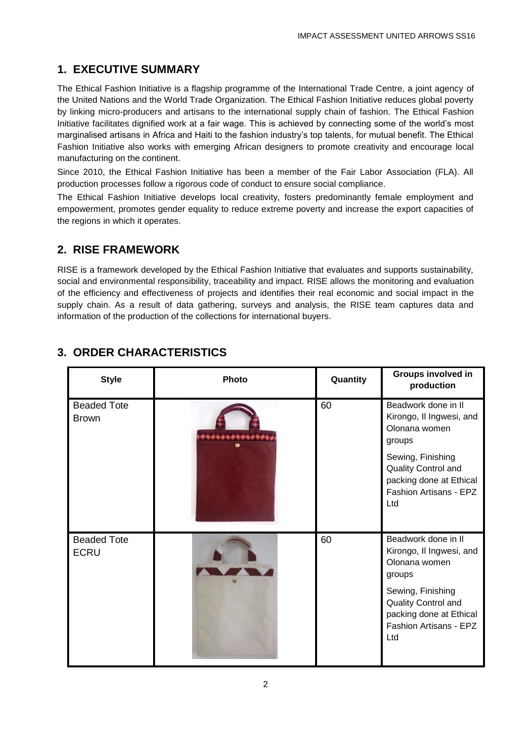## 1. EXECUTIVE SUMMARY

The Ethical Fashion Initiative is a flagship programme of the International Trade Centre, a joint agency of the United Nations and the World Trade Organization. The Ethical Fashion Initiative reduces global poverty by linking micro-producers and artisans to the international supply chain of fashion. The Ethical Fashion Initiative facilitates dignified work at a fair wage. This is achieved by connecting some of the world's most marginalised artisans in Africa and Haiti to the fashion industry's top talents, for mutual benefit. The Ethical Fashion Initiative also works with emerging African designers to promote creativity and encourage local manufacturing on the continent.

Since 2010, the Ethical Fashion Initiative has been a member of the Fair Labor Association (FLA). All production processes follow a rigorous code of conduct to ensure social compliance.

The Ethical Fashion Initiative develops local creativity, fosters predominantly female employment and empowerment, promotes gender equality to reduce extreme poverty and increase the export capacities of the regions in which it operates.

## 2. RISE FRAMEWORK

RISE is a framework developed by the Ethical Fashion Initiative that evaluates and supports sustainability, social and environmental responsibility, traceability and impact. RISE allows the monitoring and evaluation of the efficiency and effectiveness of projects and identifies their real economic and social impact in the supply chain. As a result of data gathering, surveys and analysis, the RISE team captures data and information of the production of the collections for international buyers.

## 3. ORDER CHARACTERISTICS

| Style | Photo | Quantity | Groups involved in production |
|---|---|---|---|
| Beaded Tote Brown | | 60 | Beadwork done in Il Kirongo, Il Ingwesi, and Olonana women groups<br><br>Sewing, Finishing Quality Control and packing done at Ethical Fashion Artisans - EPZ Ltd |
| Beaded Tote ECRU | | 60 | Beadwork done in Il Kirongo, Il Ingwesi, and Olonana women groups<br><br>Sewing, Finishing Quality Control and packing done at Ethical Fashion Artisans - EPZ Ltd |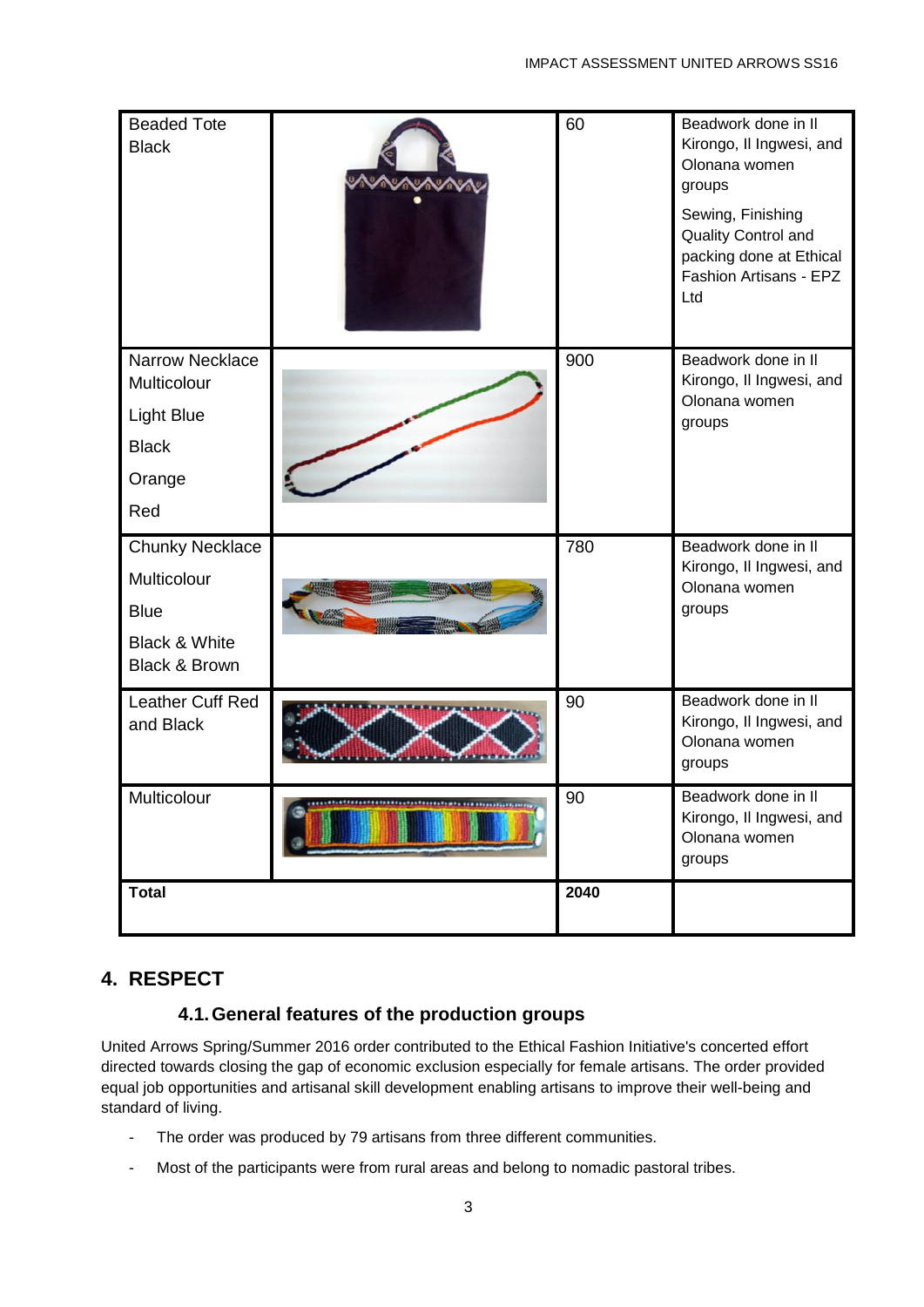| | | | |
|---|---|---|---|
| Beaded Tote Black | | 60 | Beadwork done in Il Kirongo, Il Ingwesi, and Olonana women groups<br>Sewing, Finishing Quality Control and packing done at Ethical Fashion Artisans - EPZ Ltd |
| Narrow Necklace Multicolour<br>Light Blue<br>Black<br>Orange<br>Red | | 900 | Beadwork done in Il Kirongo, Il Ingwesi, and Olonana women groups |
| Chunky Necklace<br>Multicolour<br>Blue<br>Black & White<br>Black & Brown | | 780 | Beadwork done in Il Kirongo, Il Ingwesi, and Olonana women groups |
| Leather Cuff Red and Black | | 90 | Beadwork done in Il Kirongo, Il Ingwesi, and Olonana women groups |
| Multicolour | | 90 | Beadwork done in Il Kirongo, Il Ingwesi, and Olonana women groups |
| **Total** | | **2040** | |

## 4. RESPECT

### 4.1. General features of the production groups

United Arrows Spring/Summer 2016 order contributed to the Ethical Fashion Initiative's concerted effort directed towards closing the gap of economic exclusion especially for female artisans. The order provided equal job opportunities and artisanal skill development enabling artisans to improve their well-being and standard of living.

- The order was produced by 79 artisans from three different communities.
- Most of the participants were from rural areas and belong to nomadic pastoral tribes.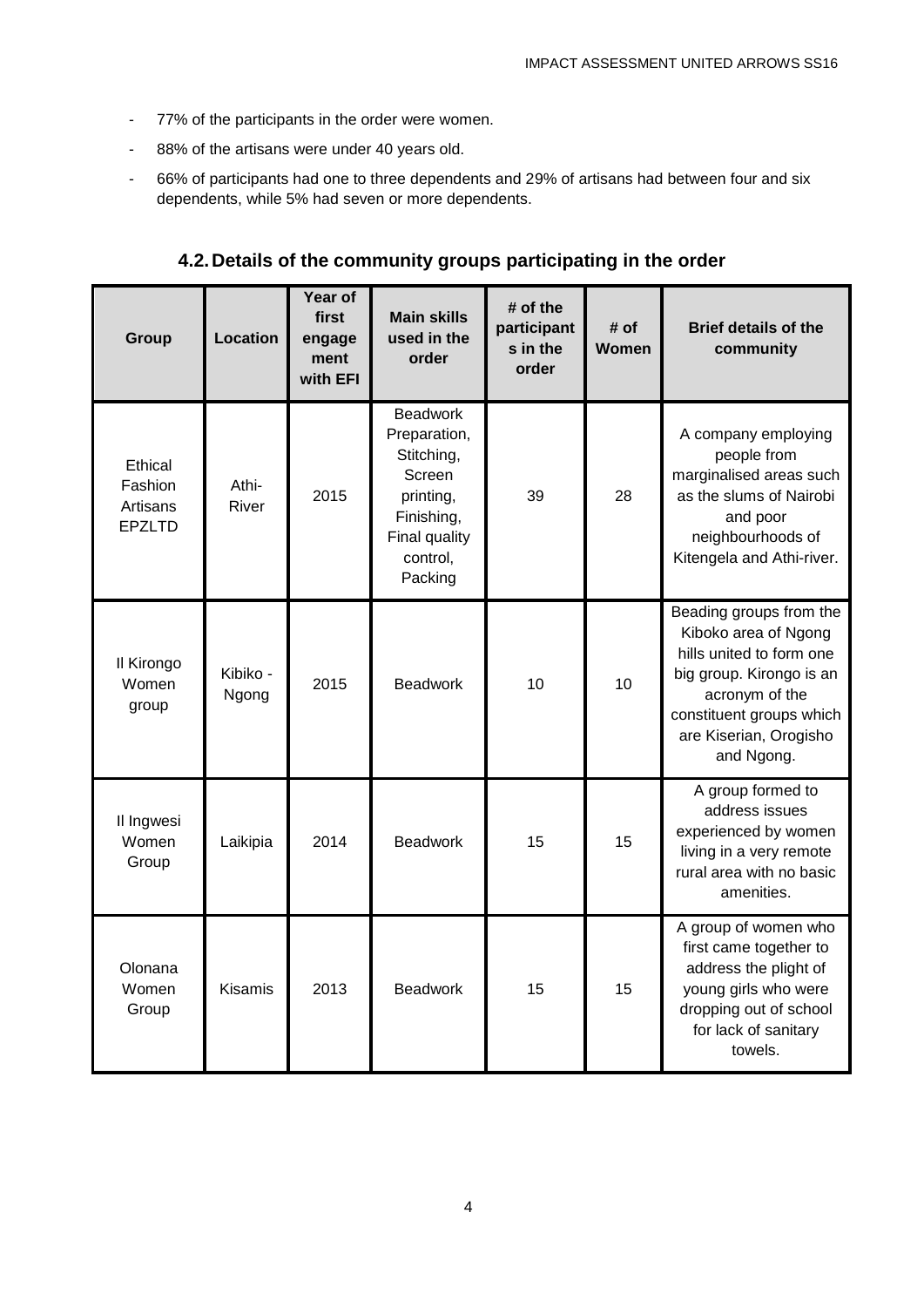- 77% of the participants in the order were women.
- 88% of the artisans were under 40 years old.
- 66% of participants had one to three dependents and 29% of artisans had between four and six dependents, while 5% had seven or more dependents.

## 4.2. Details of the community groups participating in the order

| Group | Location | Year of first engagement with EFI | Main skills used in the order | # of the participants in the order | # of Women | Brief details of the community |
|---|---|---|---|---|---|---|
| Ethical Fashion Artisans EPZLTD | Athi-River | 2015 | Beadwork Preparation, Stitching, Screen printing, Finishing, Final quality control, Packing | 39 | 28 | A company employing people from marginalised areas such as the slums of Nairobi and poor neighbourhoods of Kitengela and Athi-river. |
| Il Kirongo Women group | Kibiko - Ngong | 2015 | Beadwork | 10 | 10 | Beading groups from the Kiboko area of Ngong hills united to form one big group. Kirongo is an acronym of the constituent groups which are Kiserian, Orogisho and Ngong. |
| Il Ingwesi Women Group | Laikipia | 2014 | Beadwork | 15 | 15 | A group formed to address issues experienced by women living in a very remote rural area with no basic amenities. |
| Olonana Women Group | Kisamis | 2013 | Beadwork | 15 | 15 | A group of women who first came together to address the plight of young girls who were dropping out of school for lack of sanitary towels. |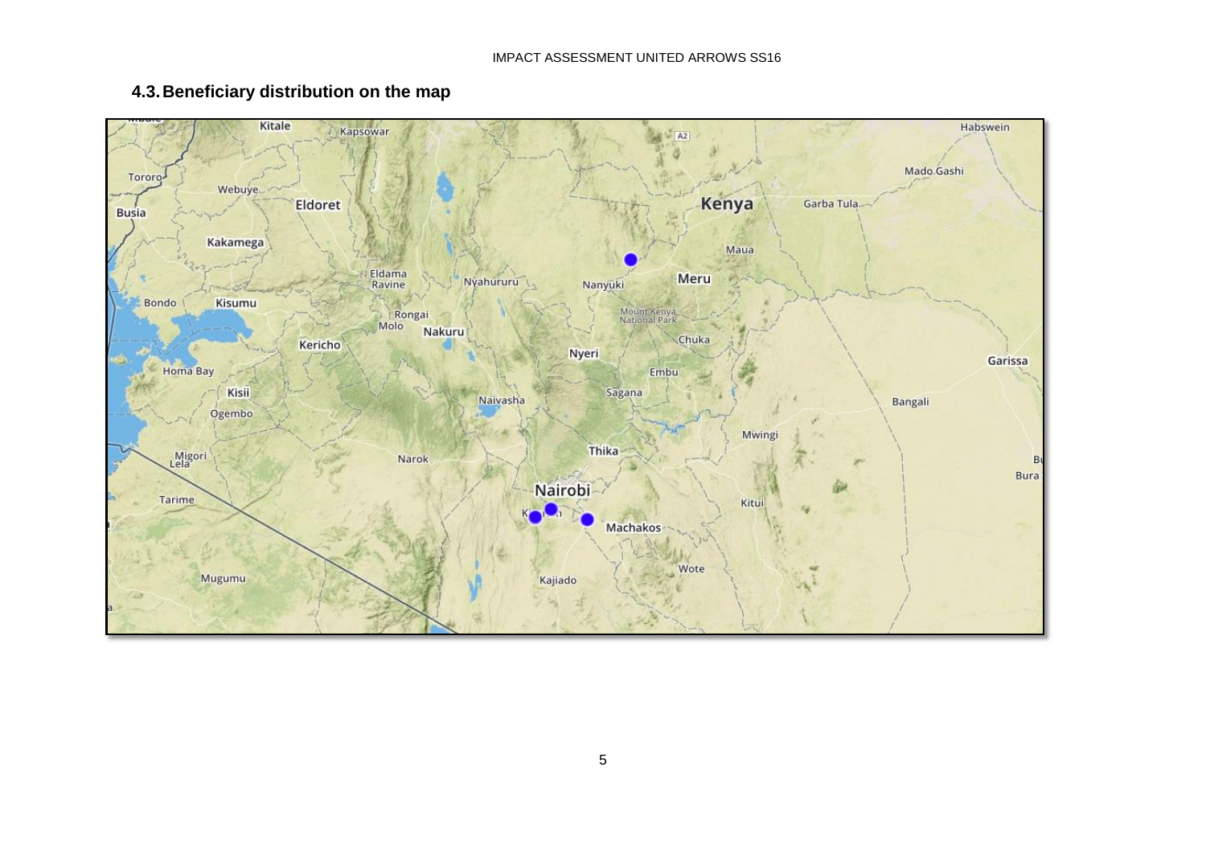## 4.3. Beneficiary distribution on the map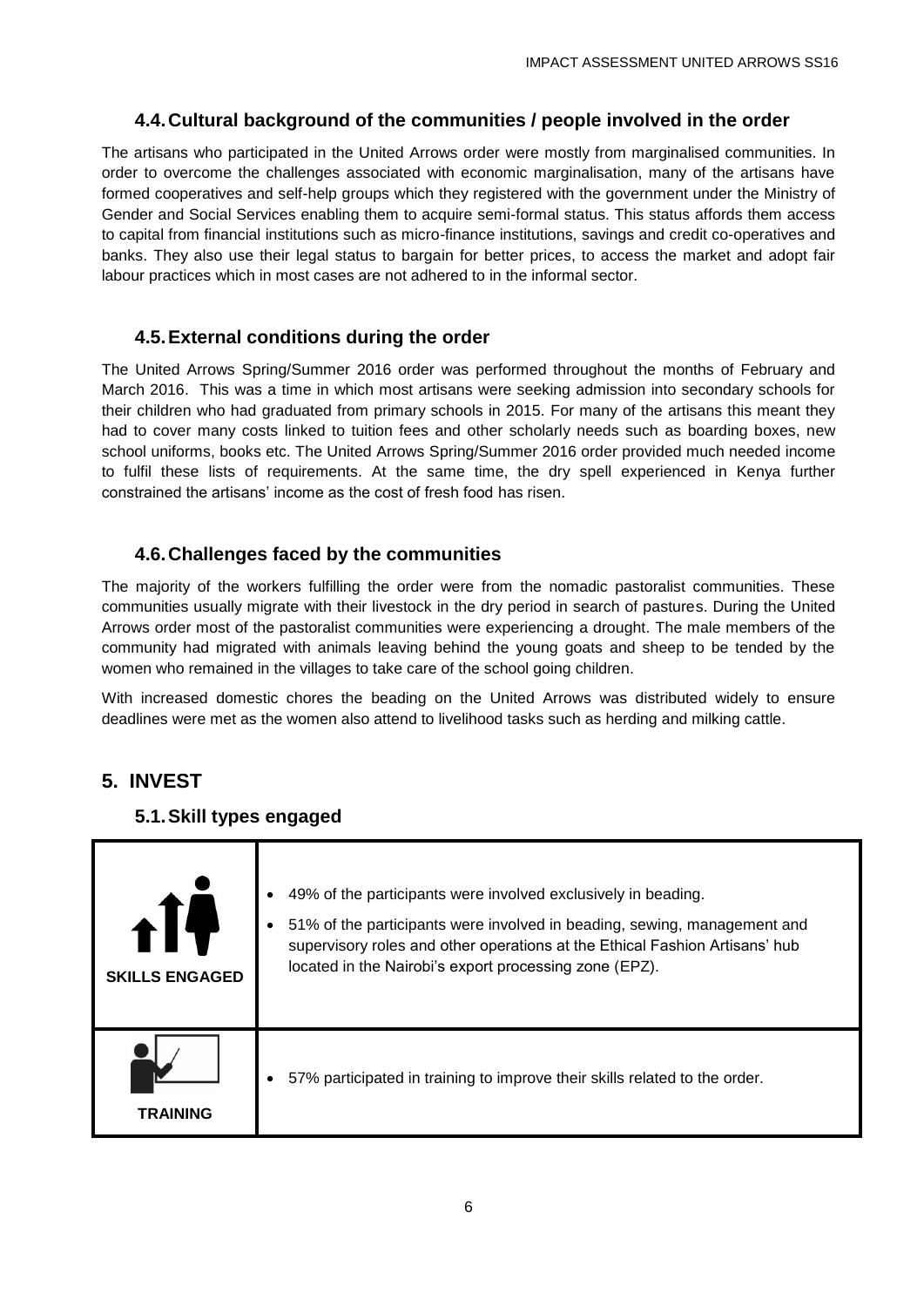### 4.4. Cultural background of the communities / people involved in the order

The artisans who participated in the United Arrows order were mostly from marginalised communities. In order to overcome the challenges associated with economic marginalisation, many of the artisans have formed cooperatives and self-help groups which they registered with the government under the Ministry of Gender and Social Services enabling them to acquire semi-formal status. This status affords them access to capital from financial institutions such as micro-finance institutions, savings and credit co-operatives and banks. They also use their legal status to bargain for better prices, to access the market and adopt fair labour practices which in most cases are not adhered to in the informal sector.

### 4.5. External conditions during the order

The United Arrows Spring/Summer 2016 order was performed throughout the months of February and March 2016. This was a time in which most artisans were seeking admission into secondary schools for their children who had graduated from primary schools in 2015. For many of the artisans this meant they had to cover many costs linked to tuition fees and other scholarly needs such as boarding boxes, new school uniforms, books etc. The United Arrows Spring/Summer 2016 order provided much needed income to fulfil these lists of requirements. At the same time, the dry spell experienced in Kenya further constrained the artisans' income as the cost of fresh food has risen.

### 4.6. Challenges faced by the communities

The majority of the workers fulfilling the order were from the nomadic pastoralist communities. These communities usually migrate with their livestock in the dry period in search of pastures. During the United Arrows order most of the pastoralist communities were experiencing a drought. The male members of the community had migrated with animals leaving behind the young goats and sheep to be tended by the women who remained in the villages to take care of the school going children.

With increased domestic chores the beading on the United Arrows was distributed widely to ensure deadlines were met as the women also attend to livelihood tasks such as herding and milking cattle.

## 5. INVEST

### 5.1. Skill types engaged

| | |
|---|---|
| **SKILLS ENGAGED** | • 49% of the participants were involved exclusively in beading.<br>• 51% of the participants were involved in beading, sewing, management and supervisory roles and other operations at the Ethical Fashion Artisans' hub located in the Nairobi's export processing zone (EPZ). |
| **TRAINING** | • 57% participated in training to improve their skills related to the order. |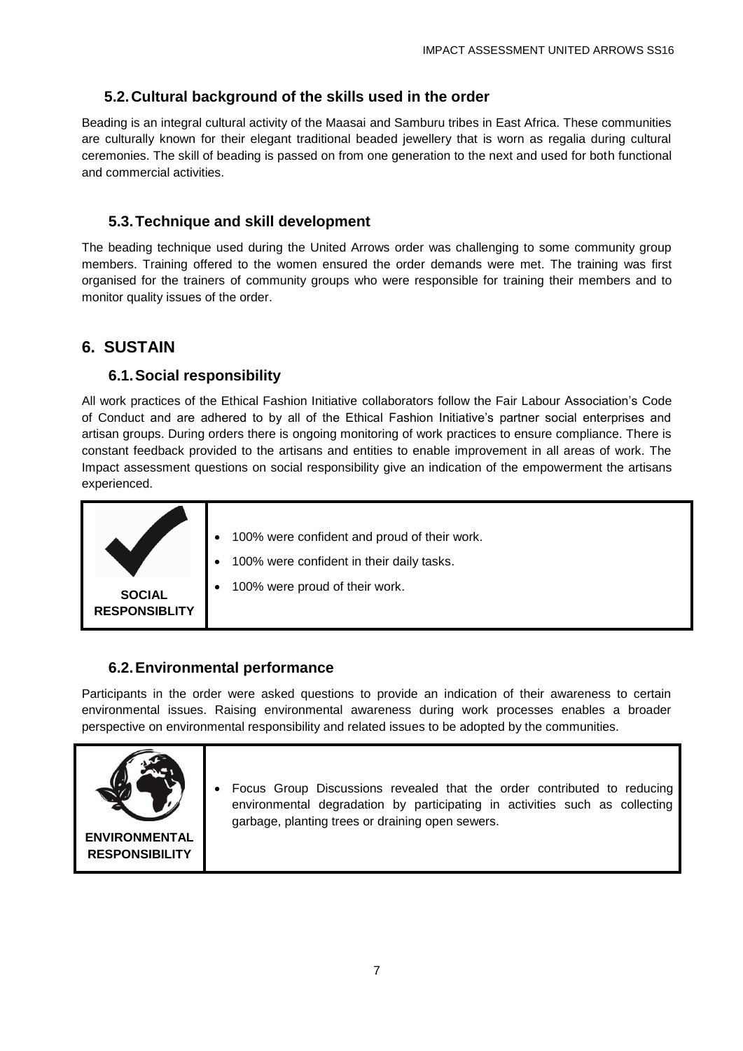### 5.2. Cultural background of the skills used in the order

Beading is an integral cultural activity of the Maasai and Samburu tribes in East Africa. These communities are culturally known for their elegant traditional beaded jewellery that is worn as regalia during cultural ceremonies. The skill of beading is passed on from one generation to the next and used for both functional and commercial activities.

### 5.3. Technique and skill development

The beading technique used during the United Arrows order was challenging to some community group members. Training offered to the women ensured the order demands were met. The training was first organised for the trainers of community groups who were responsible for training their members and to monitor quality issues of the order.

## 6. SUSTAIN

### 6.1. Social responsibility

All work practices of the Ethical Fashion Initiative collaborators follow the Fair Labour Association's Code of Conduct and are adhered to by all of the Ethical Fashion Initiative's partner social enterprises and artisan groups. During orders there is ongoing monitoring of work practices to ensure compliance. There is constant feedback provided to the artisans and entities to enable improvement in all areas of work. The Impact assessment questions on social responsibility give an indication of the empowerment the artisans experienced.

| **SOCIAL RESPONSIBLITY** | <ul><li>100% were confident and proud of their work.</li><li>100% were confident in their daily tasks.</li><li>100% were proud of their work.</li></ul> |
|---|---|

### 6.2. Environmental performance

Participants in the order were asked questions to provide an indication of their awareness to certain environmental issues. Raising environmental awareness during work processes enables a broader perspective on environmental responsibility and related issues to be adopted by the communities.

| **ENVIRONMENTAL RESPONSIBILITY** | <ul><li>Focus Group Discussions revealed that the order contributed to reducing environmental degradation by participating in activities such as collecting garbage, planting trees or draining open sewers.</li></ul> |
|---|---|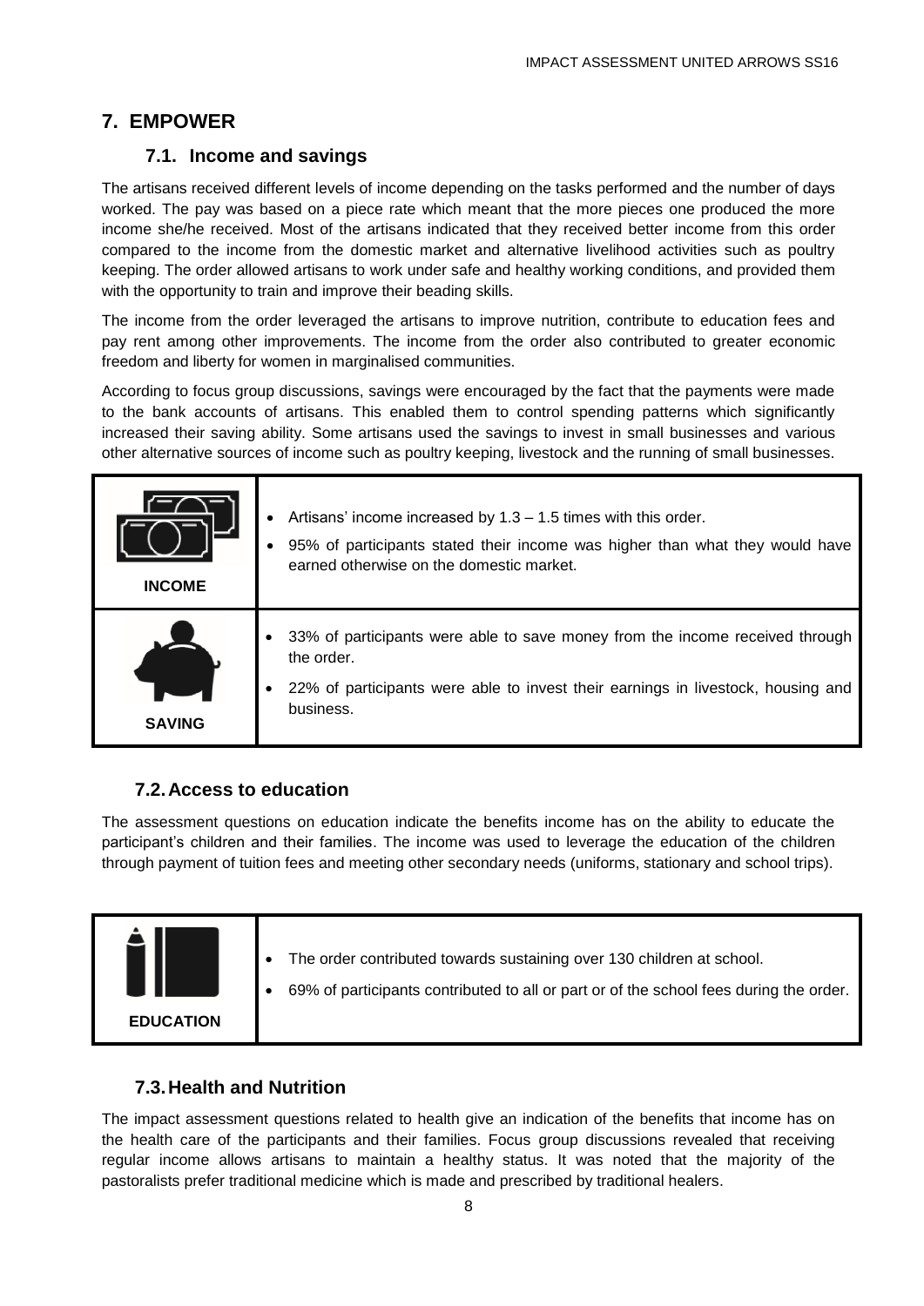## 7. EMPOWER

### 7.1. Income and savings

The artisans received different levels of income depending on the tasks performed and the number of days worked. The pay was based on a piece rate which meant that the more pieces one produced the more income she/he received. Most of the artisans indicated that they received better income from this order compared to the income from the domestic market and alternative livelihood activities such as poultry keeping. The order allowed artisans to work under safe and healthy working conditions, and provided them with the opportunity to train and improve their beading skills.

The income from the order leveraged the artisans to improve nutrition, contribute to education fees and pay rent among other improvements. The income from the order also contributed to greater economic freedom and liberty for women in marginalised communities.

According to focus group discussions, savings were encouraged by the fact that the payments were made to the bank accounts of artisans. This enabled them to control spending patterns which significantly increased their saving ability. Some artisans used the savings to invest in small businesses and various other alternative sources of income such as poultry keeping, livestock and the running of small businesses.

| | |
|---|---|
| **INCOME** | • Artisans' income increased by 1.3 – 1.5 times with this order.<br>• 95% of participants stated their income was higher than what they would have earned otherwise on the domestic market. |
| **SAVING** | • 33% of participants were able to save money from the income received through the order.<br>• 22% of participants were able to invest their earnings in livestock, housing and business. |

### 7.2. Access to education

The assessment questions on education indicate the benefits income has on the ability to educate the participant's children and their families. The income was used to leverage the education of the children through payment of tuition fees and meeting other secondary needs (uniforms, stationary and school trips).

| | |
|---|---|
| **EDUCATION** | • The order contributed towards sustaining over 130 children at school.<br>• 69% of participants contributed to all or part or of the school fees during the order. |

### 7.3. Health and Nutrition

The impact assessment questions related to health give an indication of the benefits that income has on the health care of the participants and their families. Focus group discussions revealed that receiving regular income allows artisans to maintain a healthy status. It was noted that the majority of the pastoralists prefer traditional medicine which is made and prescribed by traditional healers.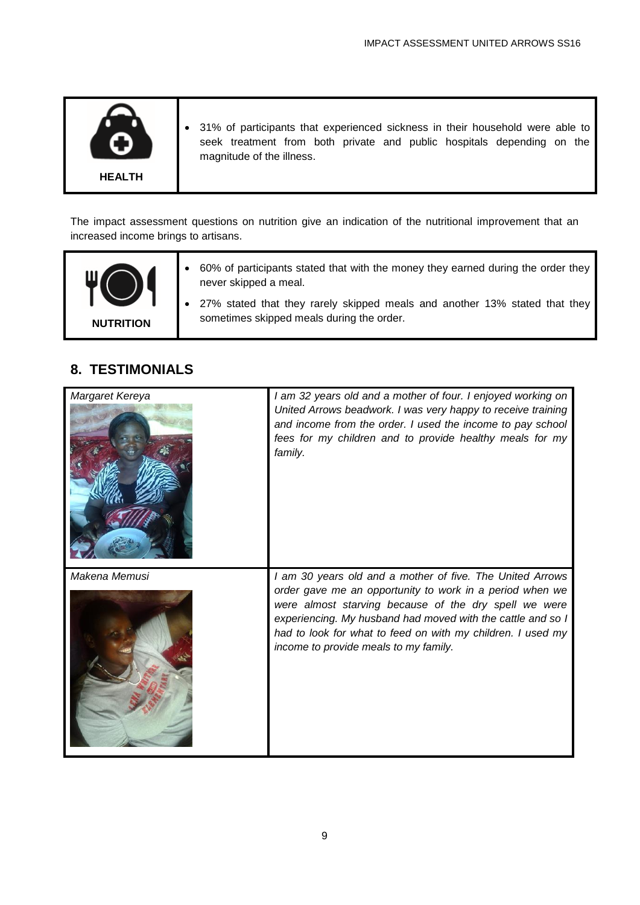| HEALTH | • 31% of participants that experienced sickness in their household were able to seek treatment from both private and public hospitals depending on the magnitude of the illness. |
|---|---|

The impact assessment questions on nutrition give an indication of the nutritional improvement that an increased income brings to artisans.

| NUTRITION | • 60% of participants stated that with the money they earned during the order they never skipped a meal.<br>• 27% stated that they rarely skipped meals and another 13% stated that they sometimes skipped meals during the order. |
|---|---|

## 8. TESTIMONIALS

| | |
|---|---|
| *Margaret Kereya* | *I am 32 years old and a mother of four. I enjoyed working on United Arrows beadwork. I was very happy to receive training and income from the order. I used the income to pay school fees for my children and to provide healthy meals for my family.* |
| *Makena Memusi* | *I am 30 years old and a mother of five. The United Arrows order gave me an opportunity to work in a period when we were almost starving because of the dry spell we were experiencing. My husband had moved with the cattle and so I had to look for what to feed on with my children. I used my income to provide meals to my family.* |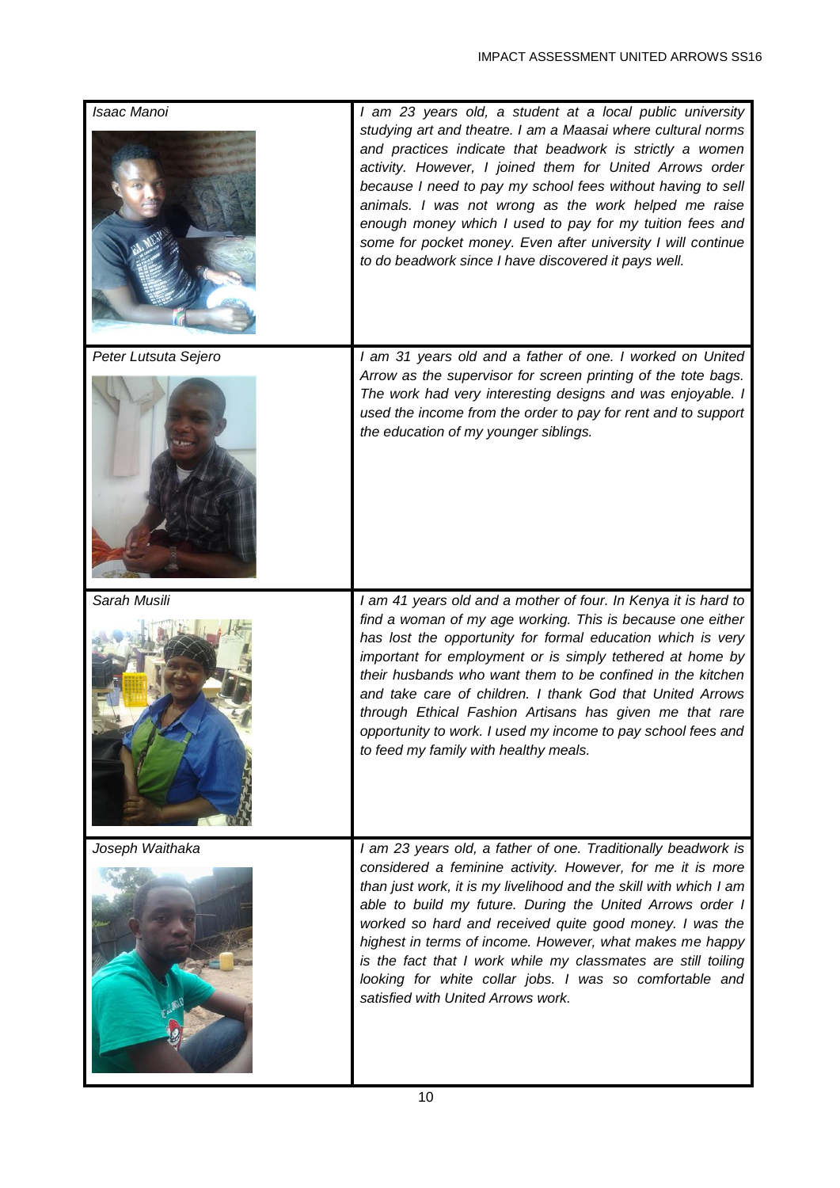| | |
|---|---|
| *Isaac Manoi* | *I am 23 years old, a student at a local public university studying art and theatre. I am a Maasai where cultural norms and practices indicate that beadwork is strictly a women activity. However, I joined them for United Arrows order because I need to pay my school fees without having to sell animals. I was not wrong as the work helped me raise enough money which I used to pay for my tuition fees and some for pocket money. Even after university I will continue to do beadwork since I have discovered it pays well.* |
| *Peter Lutsuta Sejero* | *I am 31 years old and a father of one. I worked on United Arrow as the supervisor for screen printing of the tote bags. The work had very interesting designs and was enjoyable. I used the income from the order to pay for rent and to support the education of my younger siblings.* |
| *Sarah Musili* | *I am 41 years old and a mother of four. In Kenya it is hard to find a woman of my age working. This is because one either has lost the opportunity for formal education which is very important for employment or is simply tethered at home by their husbands who want them to be confined in the kitchen and take care of children. I thank God that United Arrows through Ethical Fashion Artisans has given me that rare opportunity to work. I used my income to pay school fees and to feed my family with healthy meals.* |
| *Joseph Waithaka* | *I am 23 years old, a father of one. Traditionally beadwork is considered a feminine activity. However, for me it is more than just work, it is my livelihood and the skill with which I am able to build my future. During the United Arrows order I worked so hard and received quite good money. I was the highest in terms of income. However, what makes me happy is the fact that I work while my classmates are still toiling looking for white collar jobs. I was so comfortable and satisfied with United Arrows work.* |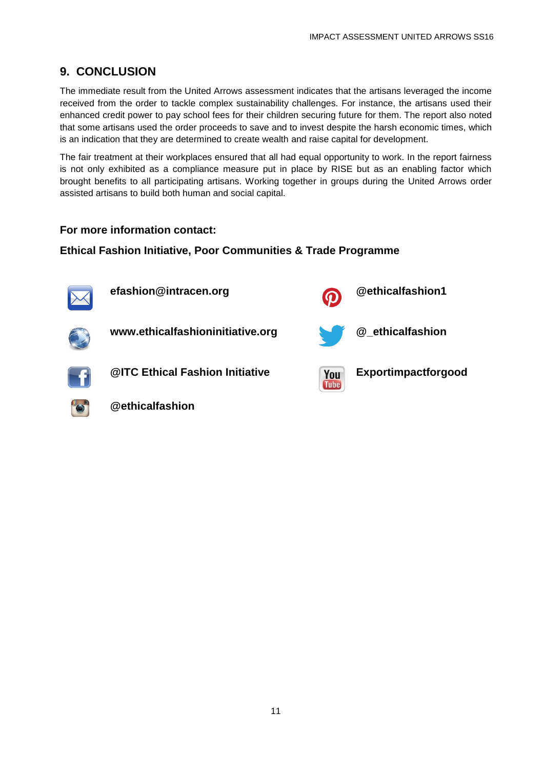## 9. CONCLUSION

The immediate result from the United Arrows assessment indicates that the artisans leveraged the income received from the order to tackle complex sustainability challenges. For instance, the artisans used their enhanced credit power to pay school fees for their children securing future for them. The report also noted that some artisans used the order proceeds to save and to invest despite the harsh economic times, which is an indication that they are determined to create wealth and raise capital for development.

The fair treatment at their workplaces ensured that all had equal opportunity to work. In the report fairness is not only exhibited as a compliance measure put in place by RISE but as an enabling factor which brought benefits to all participating artisans. Working together in groups during the United Arrows order assisted artisans to build both human and social capital.

### For more information contact:

### Ethical Fashion Initiative, Poor Communities & Trade Programme

**efashion@intracen.org**

**www.ethicalfashioninitiative.org**

**@ITC Ethical Fashion Initiative**

**@ethicalfashion**

**@ethicalfashion1**

**@_ethicalfashion**

**Exportimpactforgood**